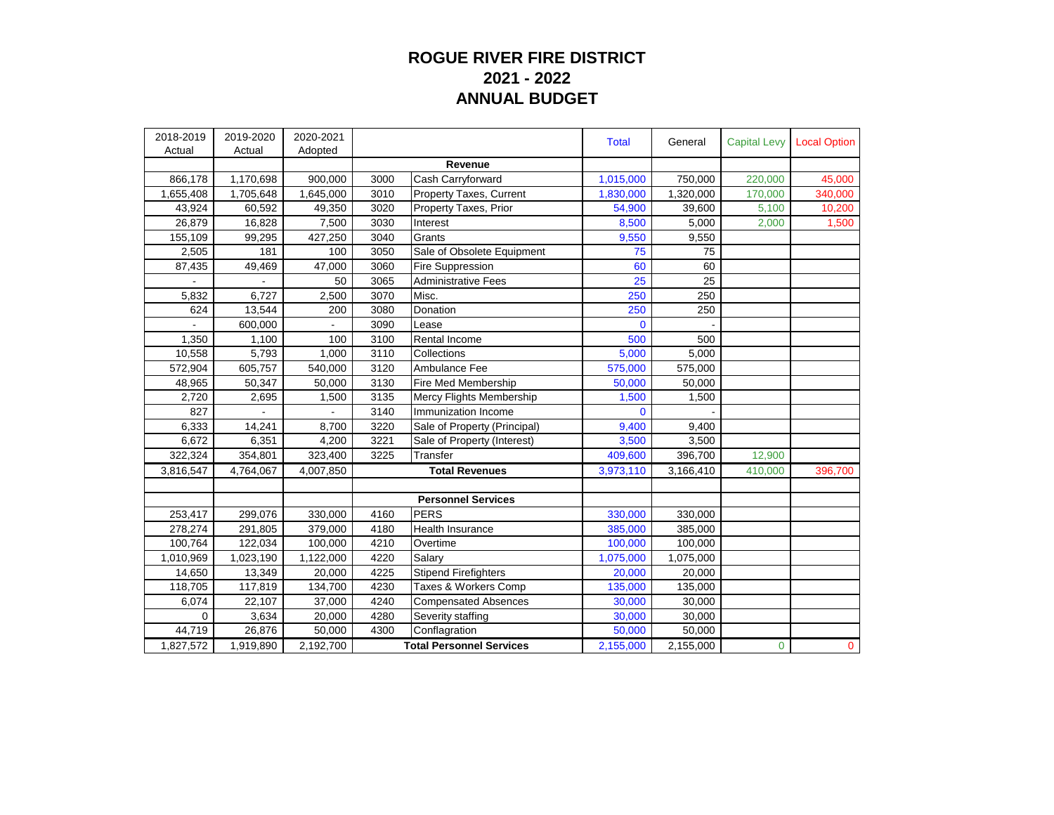# ROGUE RIVER FIRE DISTRICT
# 2021 - 2022
# ANNUAL BUDGET

| 2018-2019 Actual | 2019-2020 Actual | 2020-2021 Adopted | | | Total | General | Capital Levy | Local Option |
|---|---|---|---|---|---|---|---|---|
| | | | | **Revenue** | | | | |
| 866,178 | 1,170,698 | 900,000 | 3000 | Cash Carryforward | 1,015,000 | 750,000 | 220,000 | 45,000 |
| 1,655,408 | 1,705,648 | 1,645,000 | 3010 | Property Taxes, Current | 1,830,000 | 1,320,000 | 170,000 | 340,000 |
| 43,924 | 60,592 | 49,350 | 3020 | Property Taxes, Prior | 54,900 | 39,600 | 5,100 | 10,200 |
| 26,879 | 16,828 | 7,500 | 3030 | Interest | 8,500 | 5,000 | 2,000 | 1,500 |
| 155,109 | 99,295 | 427,250 | 3040 | Grants | 9,550 | 9,550 | | |
| 2,505 | 181 | 100 | 3050 | Sale of Obsolete Equipment | 75 | 75 | | |
| 87,435 | 49,469 | 47,000 | 3060 | Fire Suppression | 60 | 60 | | |
| - | - | 50 | 3065 | Administrative Fees | 25 | 25 | | |
| 5,832 | 6,727 | 2,500 | 3070 | Misc. | 250 | 250 | | |
| 624 | 13,544 | 200 | 3080 | Donation | 250 | 250 | | |
| - | 600,000 | - | 3090 | Lease | 0 | - | | |
| 1,350 | 1,100 | 100 | 3100 | Rental Income | 500 | 500 | | |
| 10,558 | 5,793 | 1,000 | 3110 | Collections | 5,000 | 5,000 | | |
| 572,904 | 605,757 | 540,000 | 3120 | Ambulance Fee | 575,000 | 575,000 | | |
| 48,965 | 50,347 | 50,000 | 3130 | Fire Med Membership | 50,000 | 50,000 | | |
| 2,720 | 2,695 | 1,500 | 3135 | Mercy Flights Membership | 1,500 | 1,500 | | |
| 827 | - | - | 3140 | Immunization Income | 0 | - | | |
| 6,333 | 14,241 | 8,700 | 3220 | Sale of Property (Principal) | 9,400 | 9,400 | | |
| 6,672 | 6,351 | 4,200 | 3221 | Sale of Property (Interest) | 3,500 | 3,500 | | |
| 322,324 | 354,801 | 323,400 | 3225 | Transfer | 409,600 | 396,700 | 12,900 | |
| 3,816,547 | 4,764,067 | 4,007,850 | | **Total Revenues** | 3,973,110 | 3,166,410 | 410,000 | 396,700 |
| | | | | | | | | |
| | | | | **Personnel Services** | | | | |
| 253,417 | 299,076 | 330,000 | 4160 | PERS | 330,000 | 330,000 | | |
| 278,274 | 291,805 | 379,000 | 4180 | Health Insurance | 385,000 | 385,000 | | |
| 100,764 | 122,034 | 100,000 | 4210 | Overtime | 100,000 | 100,000 | | |
| 1,010,969 | 1,023,190 | 1,122,000 | 4220 | Salary | 1,075,000 | 1,075,000 | | |
| 14,650 | 13,349 | 20,000 | 4225 | Stipend Firefighters | 20,000 | 20,000 | | |
| 118,705 | 117,819 | 134,700 | 4230 | Taxes & Workers Comp | 135,000 | 135,000 | | |
| 6,074 | 22,107 | 37,000 | 4240 | Compensated Absences | 30,000 | 30,000 | | |
| 0 | 3,634 | 20,000 | 4280 | Severity staffing | 30,000 | 30,000 | | |
| 44,719 | 26,876 | 50,000 | 4300 | Conflagration | 50,000 | 50,000 | | |
| 1,827,572 | 1,919,890 | 2,192,700 | | **Total Personnel Services** | 2,155,000 | 2,155,000 | 0 | 0 |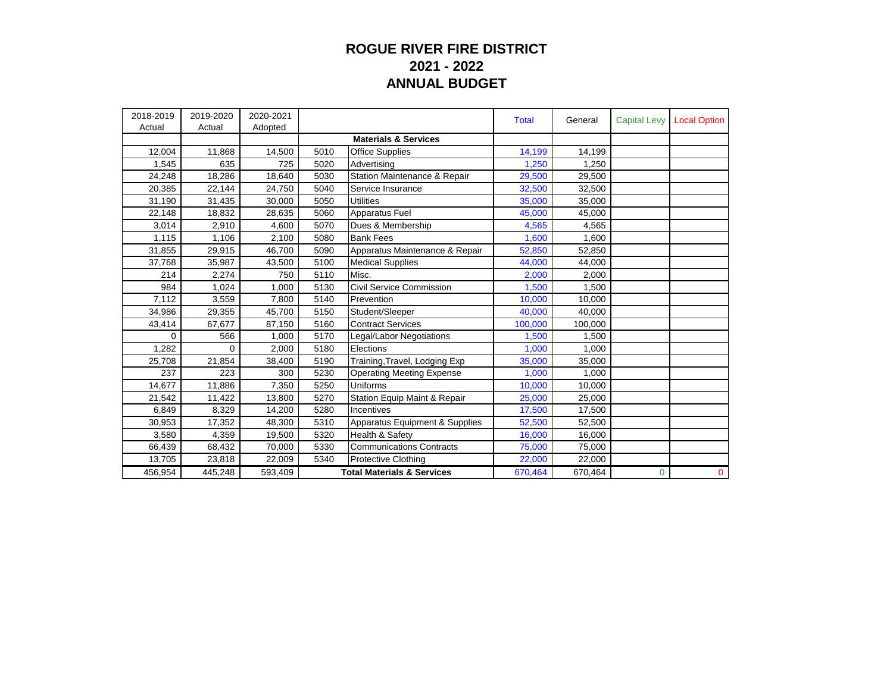# ROGUE RIVER FIRE DISTRICT
# 2021 - 2022
# ANNUAL BUDGET

| 2018-2019 Actual | 2019-2020 Actual | 2020-2021 Adopted | | | Total | General | Capital Levy | Local Option |
|---|---|---|---|---|---|---|---|---|
| | | | | **Materials & Services** | | | | |
| 12,004 | 11,868 | 14,500 | 5010 | Office Supplies | 14,199 | 14,199 | | |
| 1,545 | 635 | 725 | 5020 | Advertising | 1,250 | 1,250 | | |
| 24,248 | 18,286 | 18,640 | 5030 | Station Maintenance & Repair | 29,500 | 29,500 | | |
| 20,385 | 22,144 | 24,750 | 5040 | Service Insurance | 32,500 | 32,500 | | |
| 31,190 | 31,435 | 30,000 | 5050 | Utilities | 35,000 | 35,000 | | |
| 22,148 | 18,832 | 28,635 | 5060 | Apparatus Fuel | 45,000 | 45,000 | | |
| 3,014 | 2,910 | 4,600 | 5070 | Dues & Membership | 4,565 | 4,565 | | |
| 1,115 | 1,106 | 2,100 | 5080 | Bank Fees | 1,600 | 1,600 | | |
| 31,855 | 29,915 | 46,700 | 5090 | Apparatus Maintenance & Repair | 52,850 | 52,850 | | |
| 37,768 | 35,987 | 43,500 | 5100 | Medical Supplies | 44,000 | 44,000 | | |
| 214 | 2,274 | 750 | 5110 | Misc. | 2,000 | 2,000 | | |
| 984 | 1,024 | 1,000 | 5130 | Civil Service Commission | 1,500 | 1,500 | | |
| 7,112 | 3,559 | 7,800 | 5140 | Prevention | 10,000 | 10,000 | | |
| 34,986 | 29,355 | 45,700 | 5150 | Student/Sleeper | 40,000 | 40,000 | | |
| 43,414 | 67,677 | 87,150 | 5160 | Contract Services | 100,000 | 100,000 | | |
| 0 | 566 | 1,000 | 5170 | Legal/Labor Negotiations | 1,500 | 1,500 | | |
| 1,282 | 0 | 2,000 | 5180 | Elections | 1,000 | 1,000 | | |
| 25,708 | 21,854 | 38,400 | 5190 | Training,Travel, Lodging Exp | 35,000 | 35,000 | | |
| 237 | 223 | 300 | 5230 | Operating Meeting Expense | 1,000 | 1,000 | | |
| 14,677 | 11,886 | 7,350 | 5250 | Uniforms | 10,000 | 10,000 | | |
| 21,542 | 11,422 | 13,800 | 5270 | Station Equip Maint & Repair | 25,000 | 25,000 | | |
| 6,849 | 8,329 | 14,200 | 5280 | Incentives | 17,500 | 17,500 | | |
| 30,953 | 17,352 | 48,300 | 5310 | Apparatus Equipment & Supplies | 52,500 | 52,500 | | |
| 3,580 | 4,359 | 19,500 | 5320 | Health & Safety | 16,000 | 16,000 | | |
| 66,439 | 68,432 | 70,000 | 5330 | Communications Contracts | 75,000 | 75,000 | | |
| 13,705 | 23,818 | 22,009 | 5340 | Protective Clothing | 22,000 | 22,000 | | |
| 456,954 | 445,248 | 593,409 | | **Total Materials & Services** | 670,464 | 670,464 | 0 | 0 |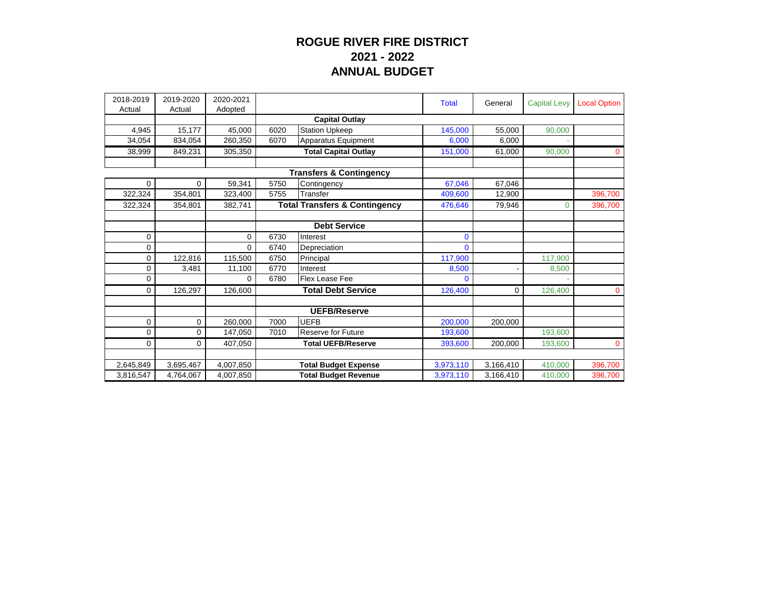# ROGUE RIVER FIRE DISTRICT
## 2021 - 2022
## ANNUAL BUDGET

| 2018-2019 Actual | 2019-2020 Actual | 2020-2021 Adopted | | | Total | General | Capital Levy | Local Option |
|---|---|---|---|---|---|---|---|---|
| | | | | **Capital Outlay** | | | | |
| 4,945 | 15,177 | 45,000 | 6020 | Station Upkeep | 145,000 | 55,000 | 90,000 | |
| 34,054 | 834,054 | 260,350 | 6070 | Apparatus Equipment | 6,000 | 6,000 | - | |
| 38,999 | 849,231 | 305,350 | | **Total Capital Outlay** | 151,000 | 61,000 | 90,000 | 0 |
| | | | | | | | | |
| | | | | **Transfers & Contingency** | | | | |
| 0 | 0 | 59,341 | 5750 | Contingency | 67,046 | 67,046 | | |
| 322,324 | 354,801 | 323,400 | 5755 | Transfer | 409,600 | 12,900 | | 396,700 |
| 322,324 | 354,801 | 382,741 | | **Total Transfers & Contingency** | 476,646 | 79,946 | 0 | 396,700 |
| | | | | | | | | |
| | | | | **Debt Service** | | | | |
| 0 | | 0 | 6730 | Interest | 0 | | | |
| 0 | | 0 | 6740 | Depreciation | 0 | | | |
| 0 | 122,816 | 115,500 | 6750 | Principal | 117,900 | | 117,900 | |
| 0 | 3,481 | 11,100 | 6770 | Interest | 8,500 | - | 8,500 | |
| 0 | | 0 | 6780 | Flex Lease Fee | 0 | | - | |
| 0 | 126,297 | 126,600 | | **Total Debt Service** | 126,400 | 0 | 126,400 | 0 |
| | | | | | | | | |
| | | | | **UEFB/Reserve** | | | | |
| 0 | 0 | 260,000 | 7000 | UEFB | 200,000 | 200,000 | | |
| 0 | 0 | 147,050 | 7010 | Reserve for Future | 193,600 | | 193,600 | |
| 0 | 0 | 407,050 | | **Total UEFB/Reserve** | 393,600 | 200,000 | 193,600 | 0 |
| | | | | | | | | |
| 2,645,849 | 3,695,467 | 4,007,850 | | **Total Budget Expense** | 3,973,110 | 3,166,410 | 410,000 | 396,700 |
| 3,816,547 | 4,764,067 | 4,007,850 | | **Total Budget Revenue** | 3,973,110 | 3,166,410 | 410,000 | 396,700 |